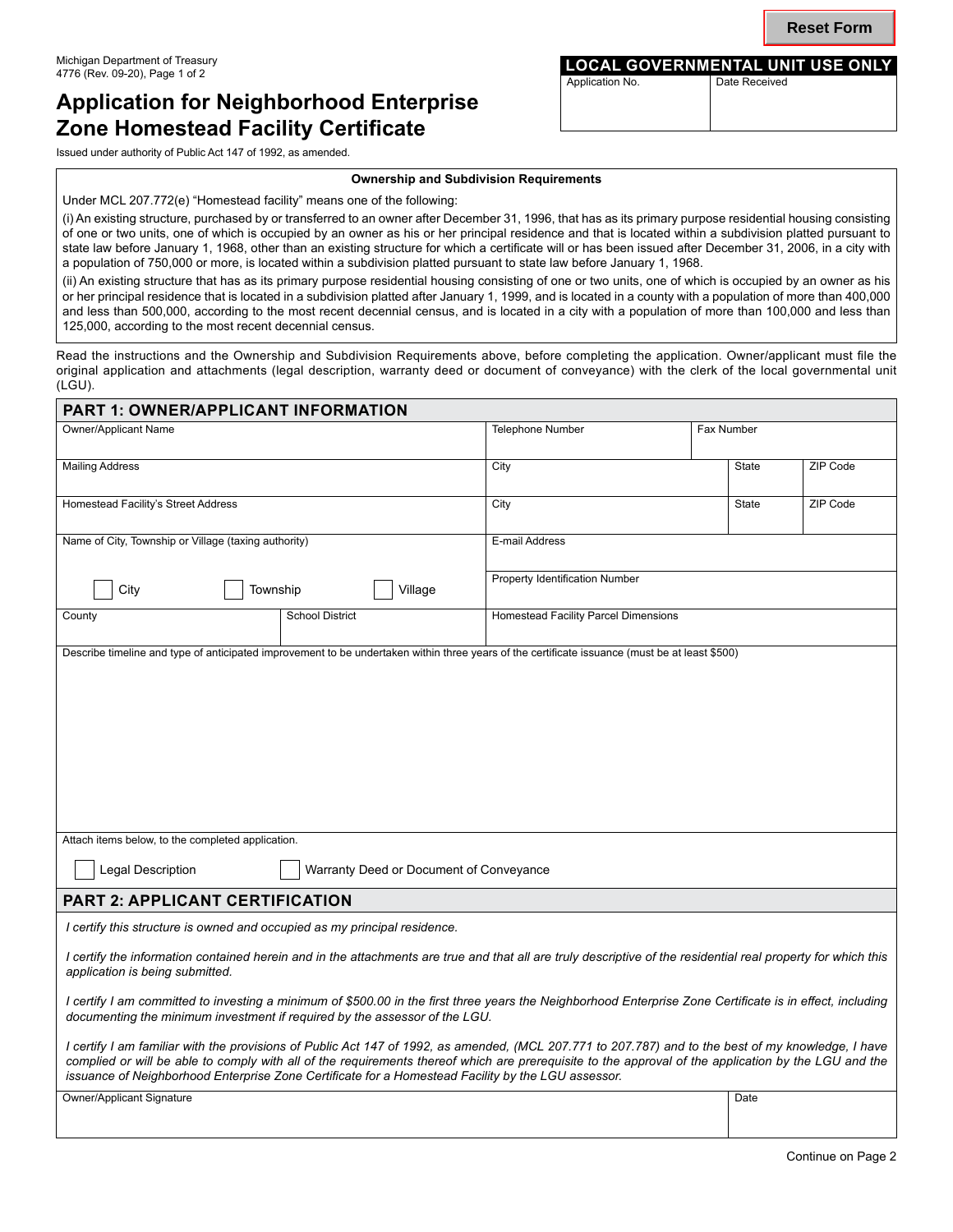Michigan Department of Treasury
4776 (Rev. 09-20), Page 1 of 2

| LOCAL GOVERNMENTAL UNIT USE ONLY | |
|---|---|
| Application No. | Date Received |
| | |

# Application for Neighborhood Enterprise Zone Homestead Facility Certificate

Issued under authority of Public Act 147 of 1992, as amended.

**Ownership and Subdivision Requirements**

Under MCL 207.772(e) "Homestead facility" means one of the following:

(i) An existing structure, purchased by or transferred to an owner after December 31, 1996, that has as its primary purpose residential housing consisting of one or two units, one of which is occupied by an owner as his or her principal residence and that is located within a subdivision platted pursuant to state law before January 1, 1968, other than an existing structure for which a certificate will or has been issued after December 31, 2006, in a city with a population of 750,000 or more, is located within a subdivision platted pursuant to state law before January 1, 1968.

(ii) An existing structure that has as its primary purpose residential housing consisting of one or two units, one of which is occupied by an owner as his or her principal residence that is located in a subdivision platted after January 1, 1999, and is located in a county with a population of more than 400,000 and less than 500,000, according to the most recent decennial census, and is located in a city with a population of more than 100,000 and less than 125,000, according to the most recent decennial census.

Read the instructions and the Ownership and Subdivision Requirements above, before completing the application. Owner/applicant must file the original application and attachments (legal description, warranty deed or document of conveyance) with the clerk of the local governmental unit (LGU).

## PART 1: OWNER/APPLICANT INFORMATION

| Owner/Applicant Name | | Telephone Number | Fax Number | |
|---|---|---|---|---|
| Mailing Address | | City | State | ZIP Code |
| Homestead Facility's Street Address | | City | State | ZIP Code |
| Name of City, Township or Village (taxing authority)<br>☐ City ☐ Township ☐ Village | | E-mail Address<br><br>Property Identification Number | | |
| County | School District | Homestead Facility Parcel Dimensions | | |

Describe timeline and type of anticipated improvement to be undertaken within three years of the certificate issuance (must be at least $500)

Attach items below, to the completed application.

☐ Legal Description ☐ Warranty Deed or Document of Conveyance

## PART 2: APPLICANT CERTIFICATION

*I certify this structure is owned and occupied as my principal residence.*

*I certify the information contained herein and in the attachments are true and that all are truly descriptive of the residential real property for which this application is being submitted.*

*I certify I am committed to investing a minimum of $500.00 in the first three years the Neighborhood Enterprise Zone Certificate is in effect, including documenting the minimum investment if required by the assessor of the LGU.*

*I certify I am familiar with the provisions of Public Act 147 of 1992, as amended, (MCL 207.771 to 207.787) and to the best of my knowledge, I have complied or will be able to comply with all of the requirements thereof which are prerequisite to the approval of the application by the LGU and the issuance of Neighborhood Enterprise Zone Certificate for a Homestead Facility by the LGU assessor.*

| Owner/Applicant Signature | Date |
|---|---|
| | |

Continue on Page 2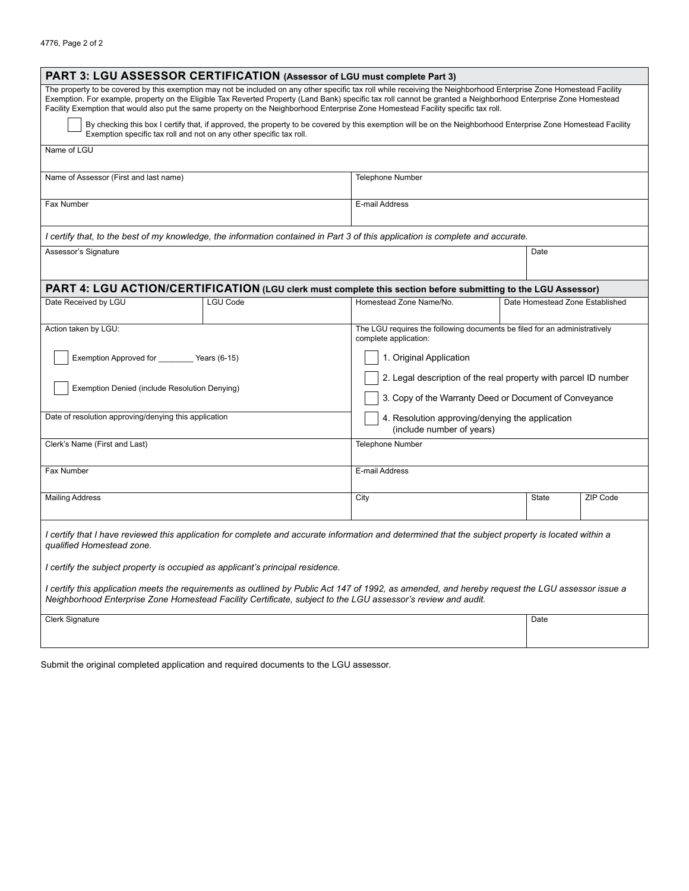## PART 3: LGU ASSESSOR CERTIFICATION (Assessor of LGU must complete Part 3)

The property to be covered by this exemption may not be included on any other specific tax roll while receiving the Neighborhood Enterprise Zone Homestead Facility Exemption. For example, property on the Eligible Tax Reverted Property (Land Bank) specific tax roll cannot be granted a Neighborhood Enterprise Zone Homestead Facility Exemption that would also put the same property on the Neighborhood Enterprise Zone Homestead Facility specific tax roll.

☐ By checking this box I certify that, if approved, the property to be covered by this exemption will be on the Neighborhood Enterprise Zone Homestead Facility Exemption specific tax roll and not on any other specific tax roll.

| Name of LGU | |
|---|---|
| Name of Assessor (First and last name) | Telephone Number |
| Fax Number | E-mail Address |

*I certify that, to the best of my knowledge, the information contained in Part 3 of this application is complete and accurate.*

| Assessor's Signature | Date |
|---|---|
| | |

## PART 4: LGU ACTION/CERTIFICATION (LGU clerk must complete this section before submitting to the LGU Assessor)

| Date Received by LGU | LGU Code | Homestead Zone Name/No. | Date Homestead Zone Established |
|---|---|---|---|
| | | | |

| Action taken by LGU: | The LGU requires the following documents be filed for an administratively complete application: |
|---|---|
| ☐ Exemption Approved for ________ Years (6-15) | ☐ 1. Original Application |
| ☐ Exemption Denied (include Resolution Denying) | ☐ 2. Legal description of the real property with parcel ID number |
| | ☐ 3. Copy of the Warranty Deed or Document of Conveyance |
| Date of resolution approving/denying this application | ☐ 4. Resolution approving/denying the application (include number of years) |

| Clerk's Name (First and Last) | Telephone Number | | |
|---|---|---|---|
| Fax Number | E-mail Address | | |
| Mailing Address | City | State | ZIP Code |

*I certify that I have reviewed this application for complete and accurate information and determined that the subject property is located within a qualified Homestead zone.*

*I certify the subject property is occupied as applicant's principal residence.*

*I certify this application meets the requirements as outlined by Public Act 147 of 1992, as amended, and hereby request the LGU assessor issue a Neighborhood Enterprise Zone Homestead Facility Certificate, subject to the LGU assessor's review and audit.*

| Clerk Signature | Date |
|---|---|
| | |

Submit the original completed application and required documents to the LGU assessor.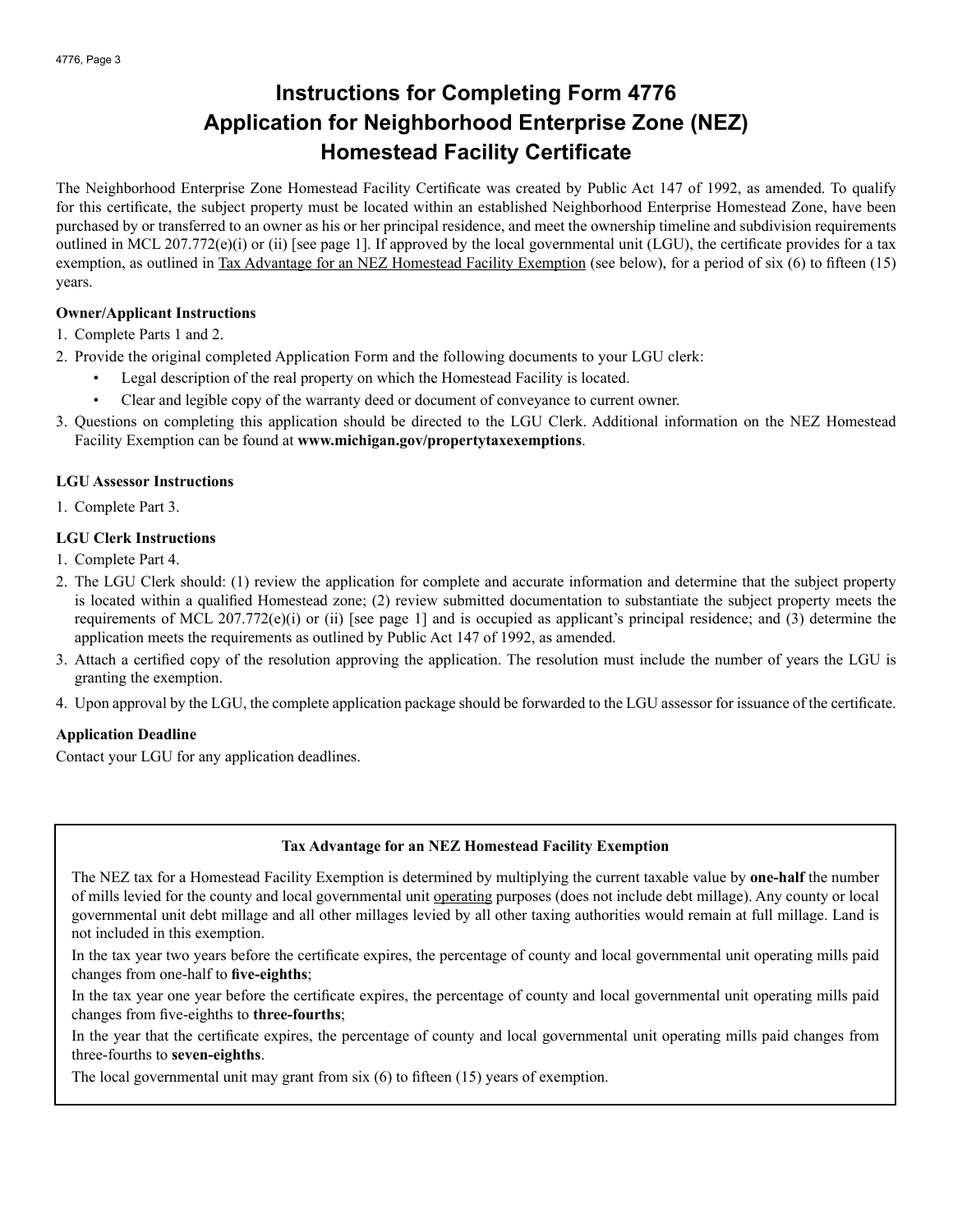# Instructions for Completing Form 4776 Application for Neighborhood Enterprise Zone (NEZ) Homestead Facility Certificate

The Neighborhood Enterprise Zone Homestead Facility Certificate was created by Public Act 147 of 1992, as amended. To qualify for this certificate, the subject property must be located within an established Neighborhood Enterprise Homestead Zone, have been purchased by or transferred to an owner as his or her principal residence, and meet the ownership timeline and subdivision requirements outlined in MCL 207.772(e)(i) or (ii) [see page 1]. If approved by the local governmental unit (LGU), the certificate provides for a tax exemption, as outlined in Tax Advantage for an NEZ Homestead Facility Exemption (see below), for a period of six (6) to fifteen (15) years.

**Owner/Applicant Instructions**

1. Complete Parts 1 and 2.
2. Provide the original completed Application Form and the following documents to your LGU clerk:
   - Legal description of the real property on which the Homestead Facility is located.
   - Clear and legible copy of the warranty deed or document of conveyance to current owner.
3. Questions on completing this application should be directed to the LGU Clerk. Additional information on the NEZ Homestead Facility Exemption can be found at **www.michigan.gov/propertytaxexemptions**.

**LGU Assessor Instructions**

1. Complete Part 3.

**LGU Clerk Instructions**

1. Complete Part 4.
2. The LGU Clerk should: (1) review the application for complete and accurate information and determine that the subject property is located within a qualified Homestead zone; (2) review submitted documentation to substantiate the subject property meets the requirements of MCL 207.772(e)(i) or (ii) [see page 1] and is occupied as applicant's principal residence; and (3) determine the application meets the requirements as outlined by Public Act 147 of 1992, as amended.
3. Attach a certified copy of the resolution approving the application. The resolution must include the number of years the LGU is granting the exemption.
4. Upon approval by the LGU, the complete application package should be forwarded to the LGU assessor for issuance of the certificate.

**Application Deadline**

Contact your LGU for any application deadlines.

**Tax Advantage for an NEZ Homestead Facility Exemption**

The NEZ tax for a Homestead Facility Exemption is determined by multiplying the current taxable value by **one-half** the number of mills levied for the county and local governmental unit operating purposes (does not include debt millage). Any county or local governmental unit debt millage and all other millages levied by all other taxing authorities would remain at full millage. Land is not included in this exemption.

In the tax year two years before the certificate expires, the percentage of county and local governmental unit operating mills paid changes from one-half to **five-eighths**;

In the tax year one year before the certificate expires, the percentage of county and local governmental unit operating mills paid changes from five-eighths to **three-fourths**;

In the year that the certificate expires, the percentage of county and local governmental unit operating mills paid changes from three-fourths to **seven-eighths**.

The local governmental unit may grant from six (6) to fifteen (15) years of exemption.